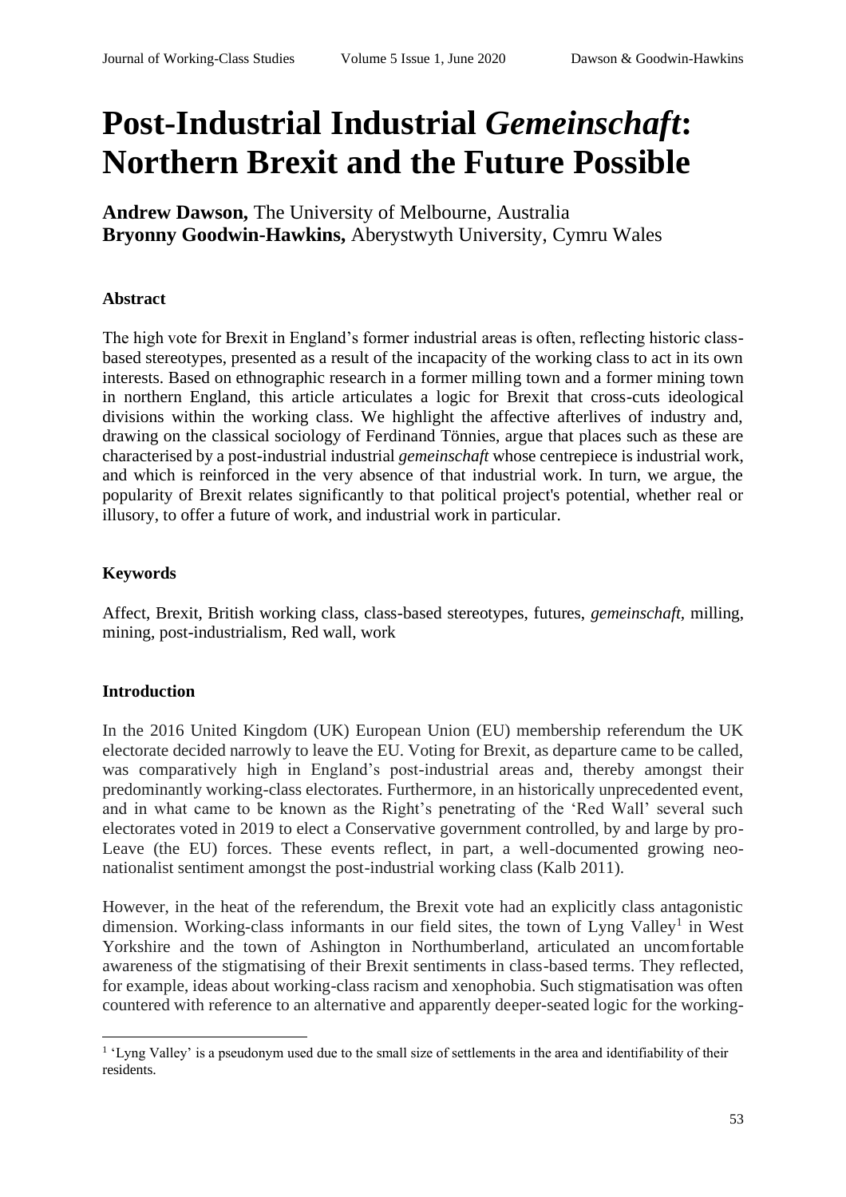# Post-Industrial Industrial *Gemeinschaft*: Northern Brexit and the Future Possible

**Andrew Dawson,** The University of Melbourne, Australia
**Bryonny Goodwin-Hawkins,** Aberystwyth University, Cymru Wales

### Abstract

The high vote for Brexit in England's former industrial areas is often, reflecting historic class-based stereotypes, presented as a result of the incapacity of the working class to act in its own interests. Based on ethnographic research in a former milling town and a former mining town in northern England, this article articulates a logic for Brexit that cross-cuts ideological divisions within the working class. We highlight the affective afterlives of industry and, drawing on the classical sociology of Ferdinand Tönnies, argue that places such as these are characterised by a post-industrial industrial *gemeinschaft* whose centrepiece is industrial work, and which is reinforced in the very absence of that industrial work. In turn, we argue, the popularity of Brexit relates significantly to that political project's potential, whether real or illusory, to offer a future of work, and industrial work in particular.

### Keywords

Affect, Brexit, British working class, class-based stereotypes, futures, *gemeinschaft*, milling, mining, post-industrialism, Red wall, work

### Introduction

In the 2016 United Kingdom (UK) European Union (EU) membership referendum the UK electorate decided narrowly to leave the EU. Voting for Brexit, as departure came to be called, was comparatively high in England's post-industrial areas and, thereby amongst their predominantly working-class electorates. Furthermore, in an historically unprecedented event, and in what came to be known as the Right's penetrating of the 'Red Wall' several such electorates voted in 2019 to elect a Conservative government controlled, by and large by pro-Leave (the EU) forces. These events reflect, in part, a well-documented growing neo-nationalist sentiment amongst the post-industrial working class (Kalb 2011).

However, in the heat of the referendum, the Brexit vote had an explicitly class antagonistic dimension. Working-class informants in our field sites, the town of Lyng Valley[1] in West Yorkshire and the town of Ashington in Northumberland, articulated an uncomfortable awareness of the stigmatising of their Brexit sentiments in class-based terms. They reflected, for example, ideas about working-class racism and xenophobia. Such stigmatisation was often countered with reference to an alternative and apparently deeper-seated logic for the working-

[1] 'Lyng Valley' is a pseudonym used due to the small size of settlements in the area and identifiability of their residents.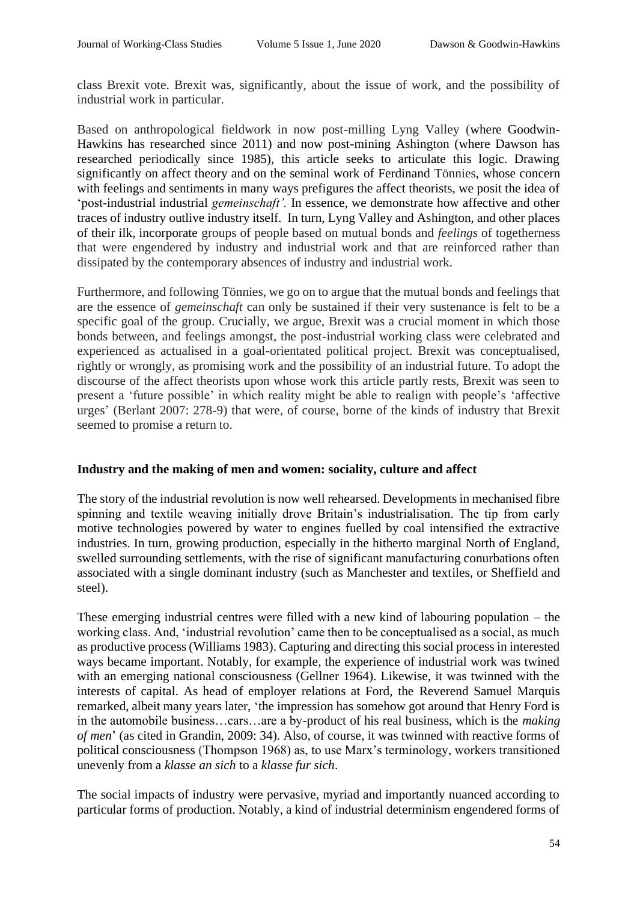class Brexit vote. Brexit was, significantly, about the issue of work, and the possibility of industrial work in particular.

Based on anthropological fieldwork in now post-milling Lyng Valley (where Goodwin-Hawkins has researched since 2011) and now post-mining Ashington (where Dawson has researched periodically since 1985), this article seeks to articulate this logic. Drawing significantly on affect theory and on the seminal work of Ferdinand Tönnies, whose concern with feelings and sentiments in many ways prefigures the affect theorists, we posit the idea of 'post-industrial industrial *gemeinschaft'.* In essence, we demonstrate how affective and other traces of industry outlive industry itself. In turn, Lyng Valley and Ashington, and other places of their ilk, incorporate groups of people based on mutual bonds and *feelings* of togetherness that were engendered by industry and industrial work and that are reinforced rather than dissipated by the contemporary absences of industry and industrial work.

Furthermore, and following Tönnies, we go on to argue that the mutual bonds and feelings that are the essence of *gemeinschaft* can only be sustained if their very sustenance is felt to be a specific goal of the group. Crucially, we argue, Brexit was a crucial moment in which those bonds between, and feelings amongst, the post-industrial working class were celebrated and experienced as actualised in a goal-orientated political project. Brexit was conceptualised, rightly or wrongly, as promising work and the possibility of an industrial future. To adopt the discourse of the affect theorists upon whose work this article partly rests, Brexit was seen to present a 'future possible' in which reality might be able to realign with people's 'affective urges' (Berlant 2007: 278-9) that were, of course, borne of the kinds of industry that Brexit seemed to promise a return to.

## Industry and the making of men and women: sociality, culture and affect

The story of the industrial revolution is now well rehearsed. Developments in mechanised fibre spinning and textile weaving initially drove Britain's industrialisation. The tip from early motive technologies powered by water to engines fuelled by coal intensified the extractive industries. In turn, growing production, especially in the hitherto marginal North of England, swelled surrounding settlements, with the rise of significant manufacturing conurbations often associated with a single dominant industry (such as Manchester and textiles, or Sheffield and steel).

These emerging industrial centres were filled with a new kind of labouring population – the working class. And, 'industrial revolution' came then to be conceptualised as a social, as much as productive process (Williams 1983). Capturing and directing this social process in interested ways became important. Notably, for example, the experience of industrial work was twined with an emerging national consciousness (Gellner 1964). Likewise, it was twinned with the interests of capital. As head of employer relations at Ford, the Reverend Samuel Marquis remarked, albeit many years later, 'the impression has somehow got around that Henry Ford is in the automobile business…cars…are a by-product of his real business, which is the *making of men*' (as cited in Grandin, 2009: 34). Also, of course, it was twinned with reactive forms of political consciousness (Thompson 1968) as, to use Marx's terminology, workers transitioned unevenly from a *klasse an sich* to a *klasse fur sich*.

The social impacts of industry were pervasive, myriad and importantly nuanced according to particular forms of production. Notably, a kind of industrial determinism engendered forms of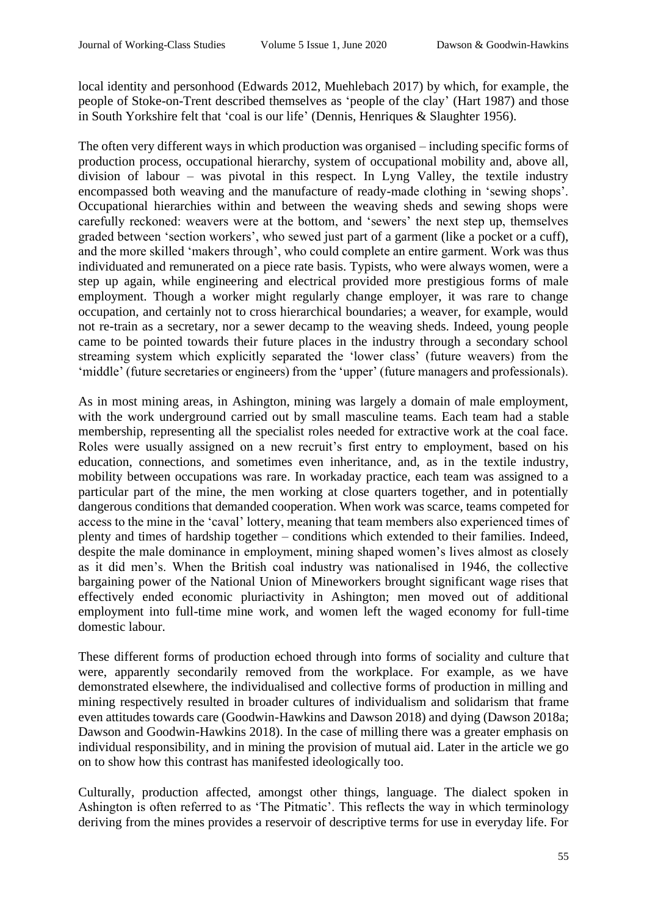local identity and personhood (Edwards 2012, Muehlebach 2017) by which, for example, the people of Stoke-on-Trent described themselves as 'people of the clay' (Hart 1987) and those in South Yorkshire felt that 'coal is our life' (Dennis, Henriques & Slaughter 1956).

The often very different ways in which production was organised – including specific forms of production process, occupational hierarchy, system of occupational mobility and, above all, division of labour – was pivotal in this respect. In Lyng Valley, the textile industry encompassed both weaving and the manufacture of ready-made clothing in 'sewing shops'. Occupational hierarchies within and between the weaving sheds and sewing shops were carefully reckoned: weavers were at the bottom, and 'sewers' the next step up, themselves graded between 'section workers', who sewed just part of a garment (like a pocket or a cuff), and the more skilled 'makers through', who could complete an entire garment. Work was thus individuated and remunerated on a piece rate basis. Typists, who were always women, were a step up again, while engineering and electrical provided more prestigious forms of male employment. Though a worker might regularly change employer, it was rare to change occupation, and certainly not to cross hierarchical boundaries; a weaver, for example, would not re-train as a secretary, nor a sewer decamp to the weaving sheds. Indeed, young people came to be pointed towards their future places in the industry through a secondary school streaming system which explicitly separated the 'lower class' (future weavers) from the 'middle' (future secretaries or engineers) from the 'upper' (future managers and professionals).

As in most mining areas, in Ashington, mining was largely a domain of male employment, with the work underground carried out by small masculine teams. Each team had a stable membership, representing all the specialist roles needed for extractive work at the coal face. Roles were usually assigned on a new recruit's first entry to employment, based on his education, connections, and sometimes even inheritance, and, as in the textile industry, mobility between occupations was rare. In workaday practice, each team was assigned to a particular part of the mine, the men working at close quarters together, and in potentially dangerous conditions that demanded cooperation. When work was scarce, teams competed for access to the mine in the 'caval' lottery, meaning that team members also experienced times of plenty and times of hardship together – conditions which extended to their families. Indeed, despite the male dominance in employment, mining shaped women's lives almost as closely as it did men's. When the British coal industry was nationalised in 1946, the collective bargaining power of the National Union of Mineworkers brought significant wage rises that effectively ended economic pluriactivity in Ashington; men moved out of additional employment into full-time mine work, and women left the waged economy for full-time domestic labour.

These different forms of production echoed through into forms of sociality and culture that were, apparently secondarily removed from the workplace. For example, as we have demonstrated elsewhere, the individualised and collective forms of production in milling and mining respectively resulted in broader cultures of individualism and solidarism that frame even attitudes towards care (Goodwin-Hawkins and Dawson 2018) and dying (Dawson 2018a; Dawson and Goodwin-Hawkins 2018). In the case of milling there was a greater emphasis on individual responsibility, and in mining the provision of mutual aid. Later in the article we go on to show how this contrast has manifested ideologically too.

Culturally, production affected, amongst other things, language. The dialect spoken in Ashington is often referred to as 'The Pitmatic'. This reflects the way in which terminology deriving from the mines provides a reservoir of descriptive terms for use in everyday life. For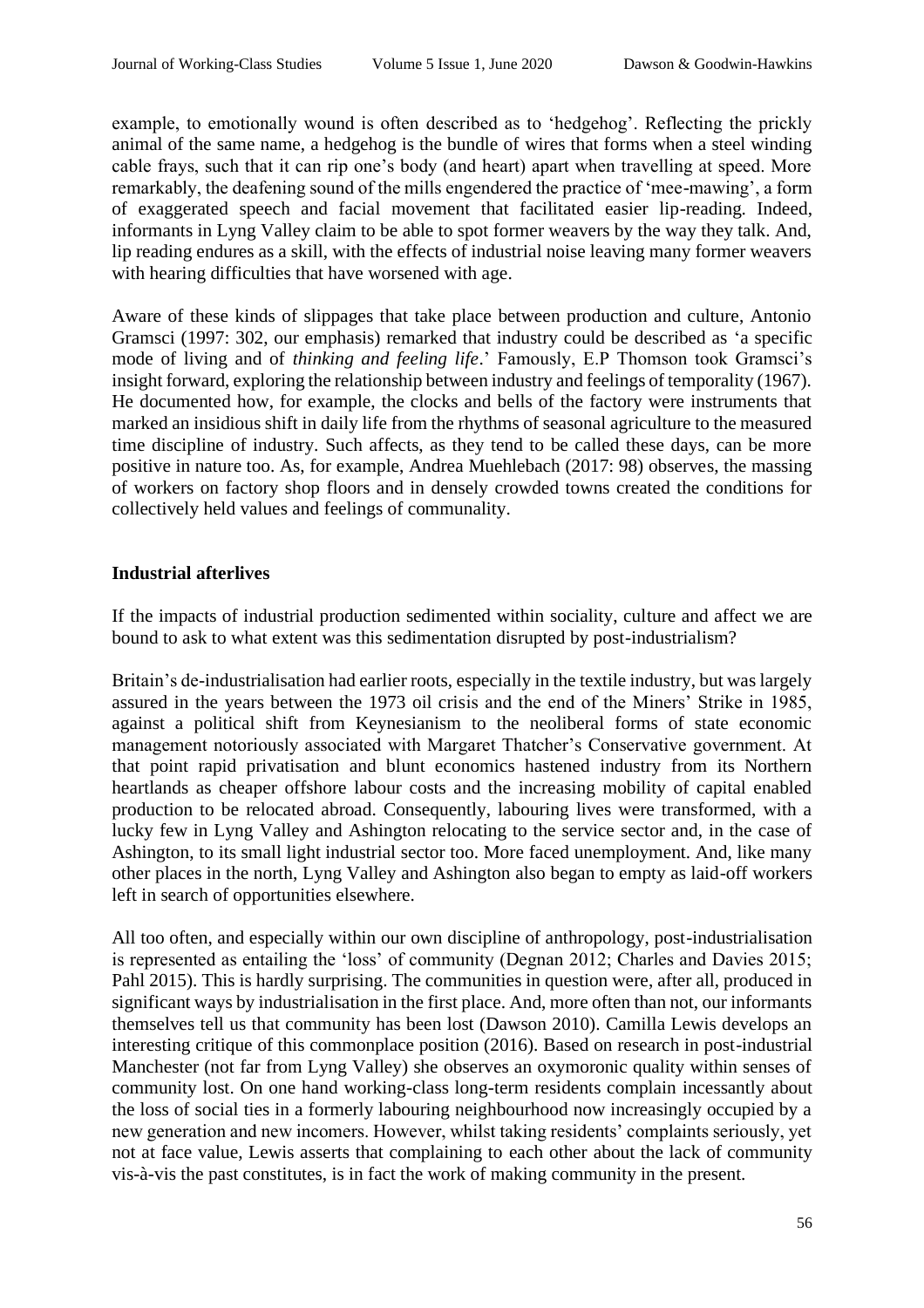example, to emotionally wound is often described as to 'hedgehog'. Reflecting the prickly animal of the same name, a hedgehog is the bundle of wires that forms when a steel winding cable frays, such that it can rip one's body (and heart) apart when travelling at speed. More remarkably, the deafening sound of the mills engendered the practice of 'mee-mawing', a form of exaggerated speech and facial movement that facilitated easier lip-reading. Indeed, informants in Lyng Valley claim to be able to spot former weavers by the way they talk. And, lip reading endures as a skill, with the effects of industrial noise leaving many former weavers with hearing difficulties that have worsened with age.

Aware of these kinds of slippages that take place between production and culture, Antonio Gramsci (1997: 302, our emphasis) remarked that industry could be described as 'a specific mode of living and of *thinking and feeling life*.' Famously, E.P Thomson took Gramsci's insight forward, exploring the relationship between industry and feelings of temporality (1967). He documented how, for example, the clocks and bells of the factory were instruments that marked an insidious shift in daily life from the rhythms of seasonal agriculture to the measured time discipline of industry. Such affects, as they tend to be called these days, can be more positive in nature too. As, for example, Andrea Muehlebach (2017: 98) observes, the massing of workers on factory shop floors and in densely crowded towns created the conditions for collectively held values and feelings of communality.

## Industrial afterlives

If the impacts of industrial production sedimented within sociality, culture and affect we are bound to ask to what extent was this sedimentation disrupted by post-industrialism?

Britain's de-industrialisation had earlier roots, especially in the textile industry, but was largely assured in the years between the 1973 oil crisis and the end of the Miners' Strike in 1985, against a political shift from Keynesianism to the neoliberal forms of state economic management notoriously associated with Margaret Thatcher's Conservative government. At that point rapid privatisation and blunt economics hastened industry from its Northern heartlands as cheaper offshore labour costs and the increasing mobility of capital enabled production to be relocated abroad. Consequently, labouring lives were transformed, with a lucky few in Lyng Valley and Ashington relocating to the service sector and, in the case of Ashington, to its small light industrial sector too. More faced unemployment. And, like many other places in the north, Lyng Valley and Ashington also began to empty as laid-off workers left in search of opportunities elsewhere.

All too often, and especially within our own discipline of anthropology, post-industrialisation is represented as entailing the 'loss' of community (Degnan 2012; Charles and Davies 2015; Pahl 2015). This is hardly surprising. The communities in question were, after all, produced in significant ways by industrialisation in the first place. And, more often than not, our informants themselves tell us that community has been lost (Dawson 2010). Camilla Lewis develops an interesting critique of this commonplace position (2016). Based on research in post-industrial Manchester (not far from Lyng Valley) she observes an oxymoronic quality within senses of community lost. On one hand working-class long-term residents complain incessantly about the loss of social ties in a formerly labouring neighbourhood now increasingly occupied by a new generation and new incomers. However, whilst taking residents' complaints seriously, yet not at face value, Lewis asserts that complaining to each other about the lack of community vis-à-vis the past constitutes, is in fact the work of making community in the present.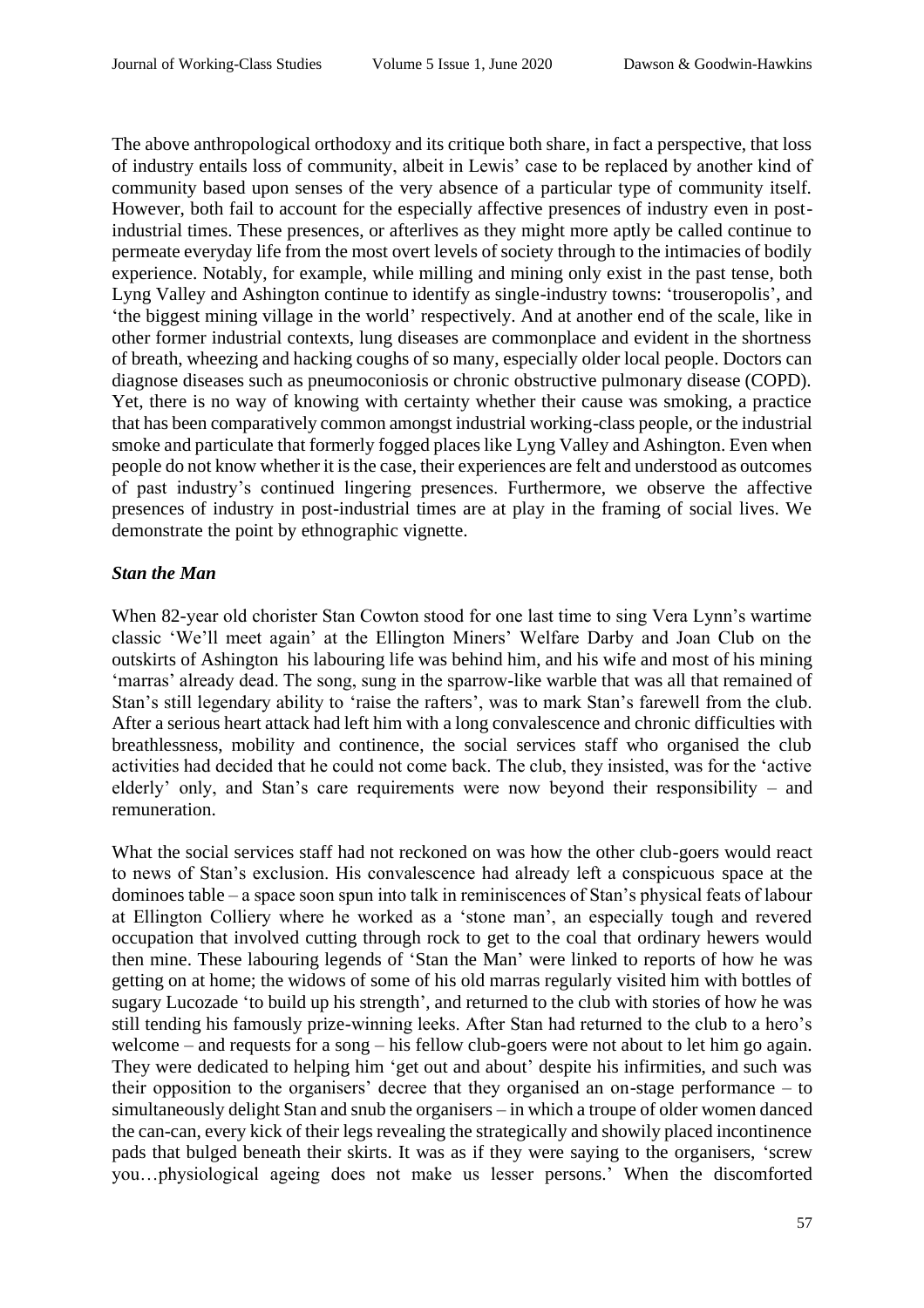The above anthropological orthodoxy and its critique both share, in fact a perspective, that loss of industry entails loss of community, albeit in Lewis' case to be replaced by another kind of community based upon senses of the very absence of a particular type of community itself. However, both fail to account for the especially affective presences of industry even in post-industrial times. These presences, or afterlives as they might more aptly be called continue to permeate everyday life from the most overt levels of society through to the intimacies of bodily experience. Notably, for example, while milling and mining only exist in the past tense, both Lyng Valley and Ashington continue to identify as single-industry towns: 'trouseropolis', and 'the biggest mining village in the world' respectively. And at another end of the scale, like in other former industrial contexts, lung diseases are commonplace and evident in the shortness of breath, wheezing and hacking coughs of so many, especially older local people. Doctors can diagnose diseases such as pneumoconiosis or chronic obstructive pulmonary disease (COPD). Yet, there is no way of knowing with certainty whether their cause was smoking, a practice that has been comparatively common amongst industrial working-class people, or the industrial smoke and particulate that formerly fogged places like Lyng Valley and Ashington. Even when people do not know whether it is the case, their experiences are felt and understood as outcomes of past industry's continued lingering presences. Furthermore, we observe the affective presences of industry in post-industrial times are at play in the framing of social lives. We demonstrate the point by ethnographic vignette.

### *Stan the Man*

When 82-year old chorister Stan Cowton stood for one last time to sing Vera Lynn's wartime classic 'We'll meet again' at the Ellington Miners' Welfare Darby and Joan Club on the outskirts of Ashington his labouring life was behind him, and his wife and most of his mining 'marras' already dead. The song, sung in the sparrow-like warble that was all that remained of Stan's still legendary ability to 'raise the rafters', was to mark Stan's farewell from the club. After a serious heart attack had left him with a long convalescence and chronic difficulties with breathlessness, mobility and continence, the social services staff who organised the club activities had decided that he could not come back. The club, they insisted, was for the 'active elderly' only, and Stan's care requirements were now beyond their responsibility – and remuneration.

What the social services staff had not reckoned on was how the other club-goers would react to news of Stan's exclusion. His convalescence had already left a conspicuous space at the dominoes table – a space soon spun into talk in reminiscences of Stan's physical feats of labour at Ellington Colliery where he worked as a 'stone man', an especially tough and revered occupation that involved cutting through rock to get to the coal that ordinary hewers would then mine. These labouring legends of 'Stan the Man' were linked to reports of how he was getting on at home; the widows of some of his old marras regularly visited him with bottles of sugary Lucozade 'to build up his strength', and returned to the club with stories of how he was still tending his famously prize-winning leeks. After Stan had returned to the club to a hero's welcome – and requests for a song – his fellow club-goers were not about to let him go again. They were dedicated to helping him 'get out and about' despite his infirmities, and such was their opposition to the organisers' decree that they organised an on-stage performance – to simultaneously delight Stan and snub the organisers – in which a troupe of older women danced the can-can, every kick of their legs revealing the strategically and showily placed incontinence pads that bulged beneath their skirts. It was as if they were saying to the organisers, 'screw you…physiological ageing does not make us lesser persons.' When the discomforted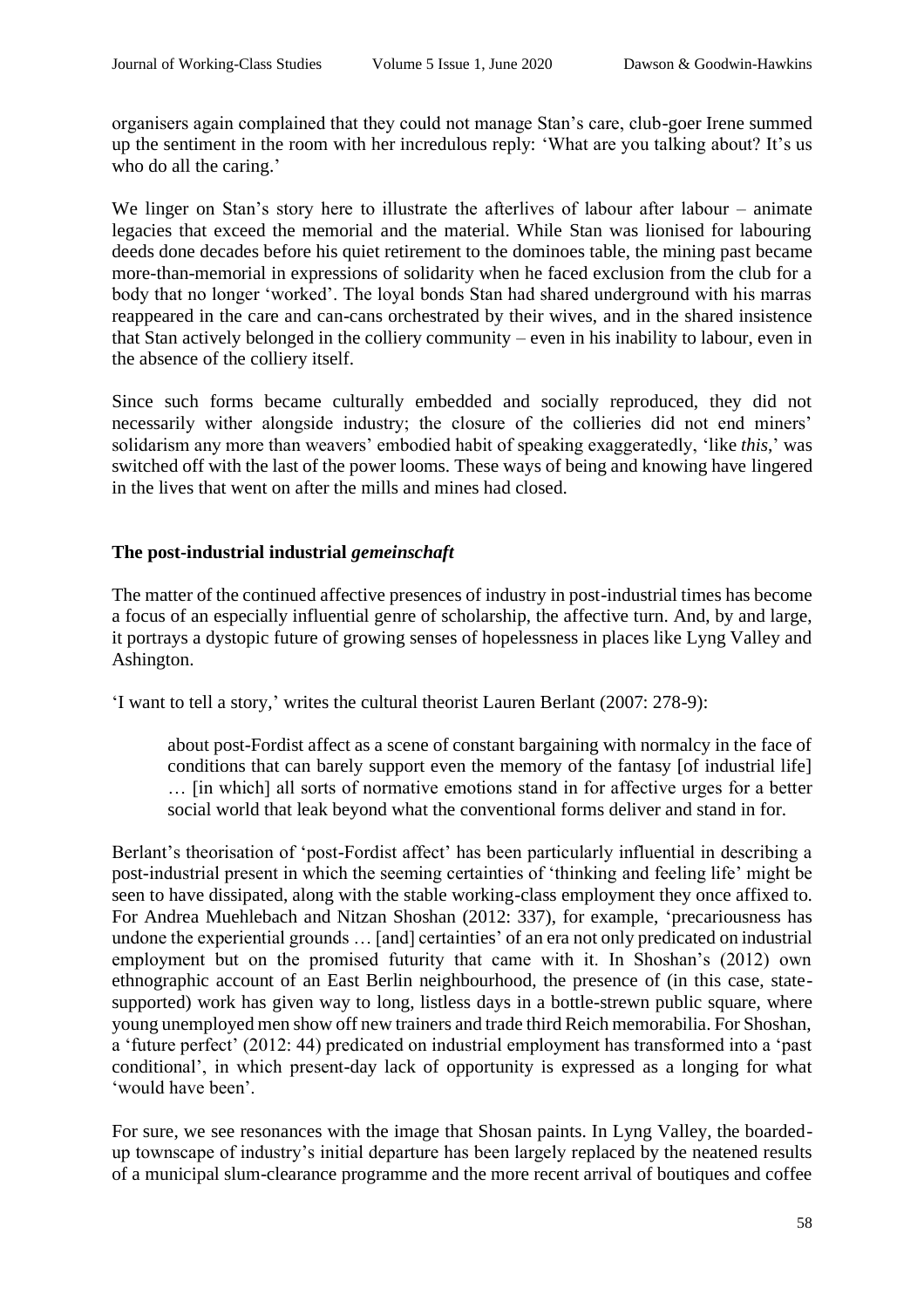organisers again complained that they could not manage Stan's care, club-goer Irene summed up the sentiment in the room with her incredulous reply: 'What are you talking about? It's us who do all the caring.'

We linger on Stan's story here to illustrate the afterlives of labour after labour – animate legacies that exceed the memorial and the material. While Stan was lionised for labouring deeds done decades before his quiet retirement to the dominoes table, the mining past became more-than-memorial in expressions of solidarity when he faced exclusion from the club for a body that no longer 'worked'. The loyal bonds Stan had shared underground with his marras reappeared in the care and can-cans orchestrated by their wives, and in the shared insistence that Stan actively belonged in the colliery community – even in his inability to labour, even in the absence of the colliery itself.

Since such forms became culturally embedded and socially reproduced, they did not necessarily wither alongside industry; the closure of the collieries did not end miners' solidarism any more than weavers' embodied habit of speaking exaggeratedly, 'like *this*,' was switched off with the last of the power looms. These ways of being and knowing have lingered in the lives that went on after the mills and mines had closed.

## The post-industrial industrial *gemeinschaft*

The matter of the continued affective presences of industry in post-industrial times has become a focus of an especially influential genre of scholarship, the affective turn. And, by and large, it portrays a dystopic future of growing senses of hopelessness in places like Lyng Valley and Ashington.

'I want to tell a story,' writes the cultural theorist Lauren Berlant (2007: 278-9):

> about post-Fordist affect as a scene of constant bargaining with normalcy in the face of conditions that can barely support even the memory of the fantasy [of industrial life] … [in which] all sorts of normative emotions stand in for affective urges for a better social world that leak beyond what the conventional forms deliver and stand in for.

Berlant's theorisation of 'post-Fordist affect' has been particularly influential in describing a post-industrial present in which the seeming certainties of 'thinking and feeling life' might be seen to have dissipated, along with the stable working-class employment they once affixed to. For Andrea Muehlebach and Nitzan Shoshan (2012: 337), for example, 'precariousness has undone the experiential grounds … [and] certainties' of an era not only predicated on industrial employment but on the promised futurity that came with it. In Shoshan's (2012) own ethnographic account of an East Berlin neighbourhood, the presence of (in this case, state-supported) work has given way to long, listless days in a bottle-strewn public square, where young unemployed men show off new trainers and trade third Reich memorabilia. For Shoshan, a 'future perfect' (2012: 44) predicated on industrial employment has transformed into a 'past conditional', in which present-day lack of opportunity is expressed as a longing for what 'would have been'.

For sure, we see resonances with the image that Shosan paints. In Lyng Valley, the boarded-up townscape of industry's initial departure has been largely replaced by the neatened results of a municipal slum-clearance programme and the more recent arrival of boutiques and coffee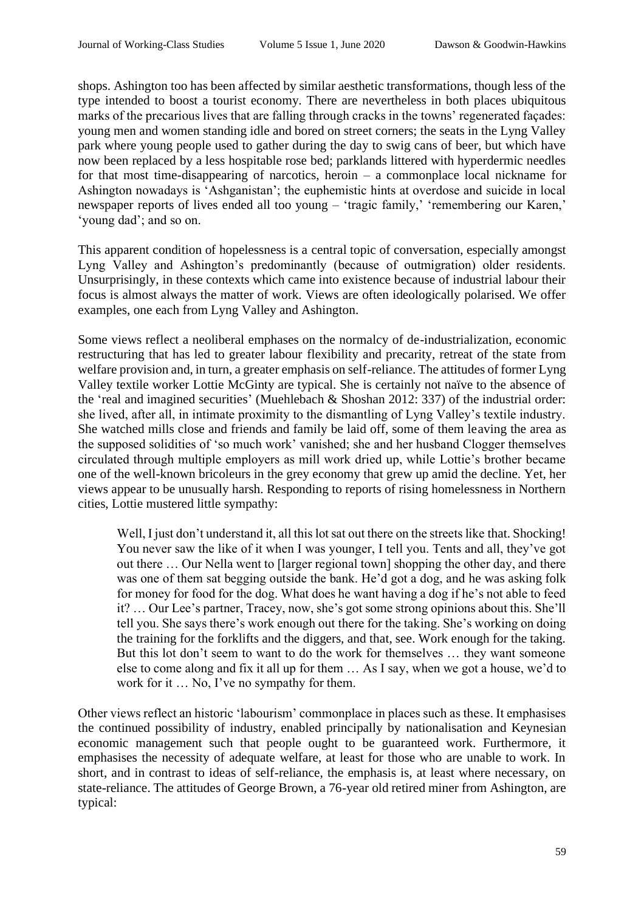shops. Ashington too has been affected by similar aesthetic transformations, though less of the type intended to boost a tourist economy. There are nevertheless in both places ubiquitous marks of the precarious lives that are falling through cracks in the towns' regenerated façades: young men and women standing idle and bored on street corners; the seats in the Lyng Valley park where young people used to gather during the day to swig cans of beer, but which have now been replaced by a less hospitable rose bed; parklands littered with hyperdermic needles for that most time-disappearing of narcotics, heroin – a commonplace local nickname for Ashington nowadays is 'Ashganistan'; the euphemistic hints at overdose and suicide in local newspaper reports of lives ended all too young – 'tragic family,' 'remembering our Karen,' 'young dad'; and so on.

This apparent condition of hopelessness is a central topic of conversation, especially amongst Lyng Valley and Ashington's predominantly (because of outmigration) older residents. Unsurprisingly, in these contexts which came into existence because of industrial labour their focus is almost always the matter of work. Views are often ideologically polarised. We offer examples, one each from Lyng Valley and Ashington.

Some views reflect a neoliberal emphases on the normalcy of de-industrialization, economic restructuring that has led to greater labour flexibility and precarity, retreat of the state from welfare provision and, in turn, a greater emphasis on self-reliance. The attitudes of former Lyng Valley textile worker Lottie McGinty are typical. She is certainly not naïve to the absence of the 'real and imagined securities' (Muehlebach & Shoshan 2012: 337) of the industrial order: she lived, after all, in intimate proximity to the dismantling of Lyng Valley's textile industry. She watched mills close and friends and family be laid off, some of them leaving the area as the supposed solidities of 'so much work' vanished; she and her husband Clogger themselves circulated through multiple employers as mill work dried up, while Lottie's brother became one of the well-known bricoleurs in the grey economy that grew up amid the decline. Yet, her views appear to be unusually harsh. Responding to reports of rising homelessness in Northern cities, Lottie mustered little sympathy:

> Well, I just don't understand it, all this lot sat out there on the streets like that. Shocking! You never saw the like of it when I was younger, I tell you. Tents and all, they've got out there … Our Nella went to [larger regional town] shopping the other day, and there was one of them sat begging outside the bank. He'd got a dog, and he was asking folk for money for food for the dog. What does he want having a dog if he's not able to feed it? … Our Lee's partner, Tracey, now, she's got some strong opinions about this. She'll tell you. She says there's work enough out there for the taking. She's working on doing the training for the forklifts and the diggers, and that, see. Work enough for the taking. But this lot don't seem to want to do the work for themselves … they want someone else to come along and fix it all up for them … As I say, when we got a house, we'd to work for it … No, I've no sympathy for them.

Other views reflect an historic 'labourism' commonplace in places such as these. It emphasises the continued possibility of industry, enabled principally by nationalisation and Keynesian economic management such that people ought to be guaranteed work. Furthermore, it emphasises the necessity of adequate welfare, at least for those who are unable to work. In short, and in contrast to ideas of self-reliance, the emphasis is, at least where necessary, on state-reliance. The attitudes of George Brown, a 76-year old retired miner from Ashington, are typical: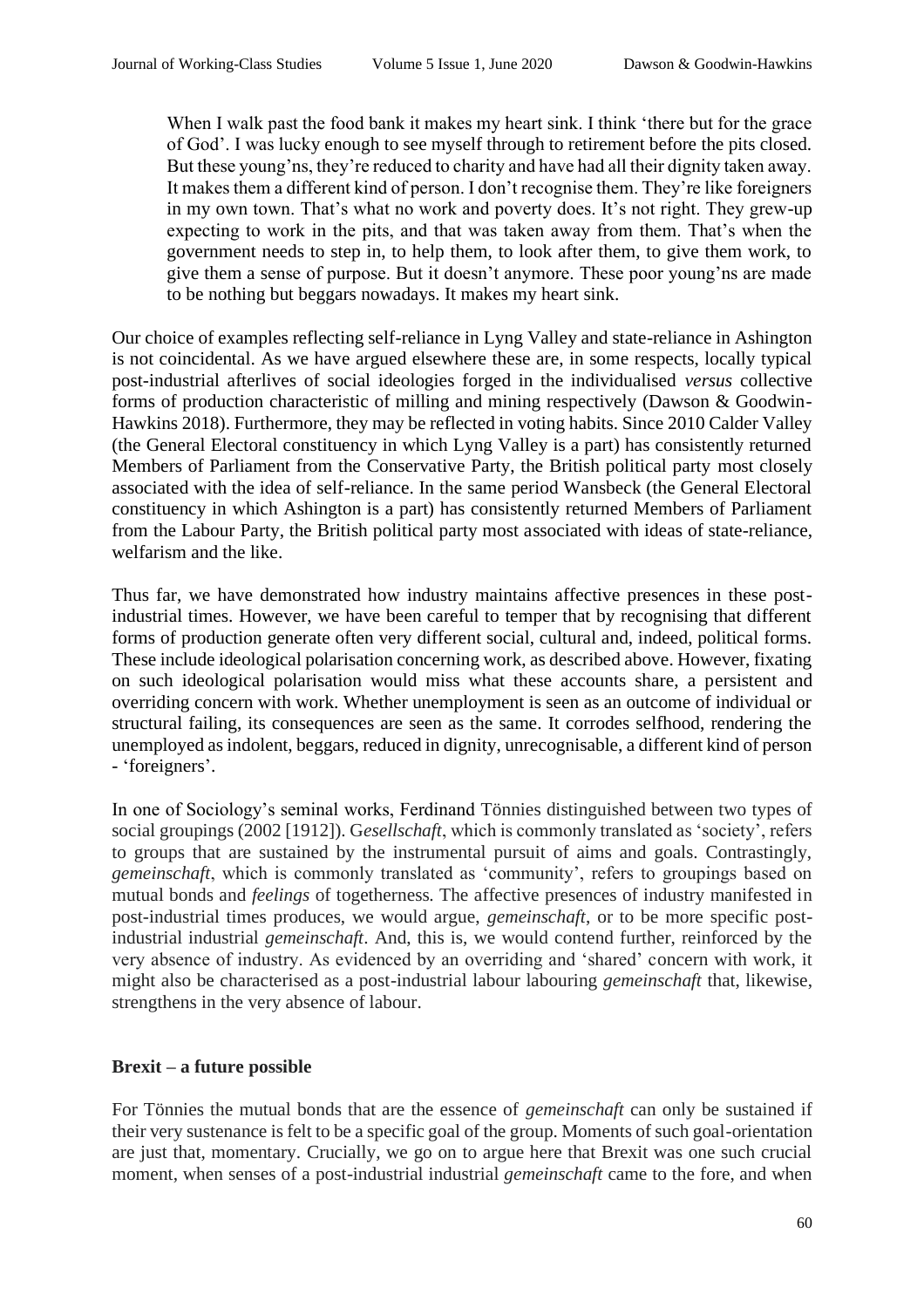> When I walk past the food bank it makes my heart sink. I think 'there but for the grace of God'. I was lucky enough to see myself through to retirement before the pits closed. But these young'ns, they're reduced to charity and have had all their dignity taken away. It makes them a different kind of person. I don't recognise them. They're like foreigners in my own town. That's what no work and poverty does. It's not right. They grew-up expecting to work in the pits, and that was taken away from them. That's when the government needs to step in, to help them, to look after them, to give them work, to give them a sense of purpose. But it doesn't anymore. These poor young'ns are made to be nothing but beggars nowadays. It makes my heart sink.

Our choice of examples reflecting self-reliance in Lyng Valley and state-reliance in Ashington is not coincidental. As we have argued elsewhere these are, in some respects, locally typical post-industrial afterlives of social ideologies forged in the individualised *versus* collective forms of production characteristic of milling and mining respectively (Dawson & Goodwin-Hawkins 2018). Furthermore, they may be reflected in voting habits. Since 2010 Calder Valley (the General Electoral constituency in which Lyng Valley is a part) has consistently returned Members of Parliament from the Conservative Party, the British political party most closely associated with the idea of self-reliance. In the same period Wansbeck (the General Electoral constituency in which Ashington is a part) has consistently returned Members of Parliament from the Labour Party, the British political party most associated with ideas of state-reliance, welfarism and the like.

Thus far, we have demonstrated how industry maintains affective presences in these post-industrial times. However, we have been careful to temper that by recognising that different forms of production generate often very different social, cultural and, indeed, political forms. These include ideological polarisation concerning work, as described above. However, fixating on such ideological polarisation would miss what these accounts share, a persistent and overriding concern with work. Whether unemployment is seen as an outcome of individual or structural failing, its consequences are seen as the same. It corrodes selfhood, rendering the unemployed as indolent, beggars, reduced in dignity, unrecognisable, a different kind of person - 'foreigners'.

In one of Sociology's seminal works, Ferdinand Tönnies distinguished between two types of social groupings (2002 [1912]). G*esellschaft*, which is commonly translated as 'society', refers to groups that are sustained by the instrumental pursuit of aims and goals. Contrastingly, *gemeinschaft*, which is commonly translated as 'community', refers to groupings based on mutual bonds and *feelings* of togetherness. The affective presences of industry manifested in post-industrial times produces, we would argue, *gemeinschaft*, or to be more specific post-industrial industrial *gemeinschaft*. And, this is, we would contend further, reinforced by the very absence of industry. As evidenced by an overriding and 'shared' concern with work, it might also be characterised as a post-industrial labour labouring *gemeinschaft* that, likewise, strengthens in the very absence of labour.

## Brexit – a future possible

For Tönnies the mutual bonds that are the essence of *gemeinschaft* can only be sustained if their very sustenance is felt to be a specific goal of the group. Moments of such goal-orientation are just that, momentary. Crucially, we go on to argue here that Brexit was one such crucial moment, when senses of a post-industrial industrial *gemeinschaft* came to the fore, and when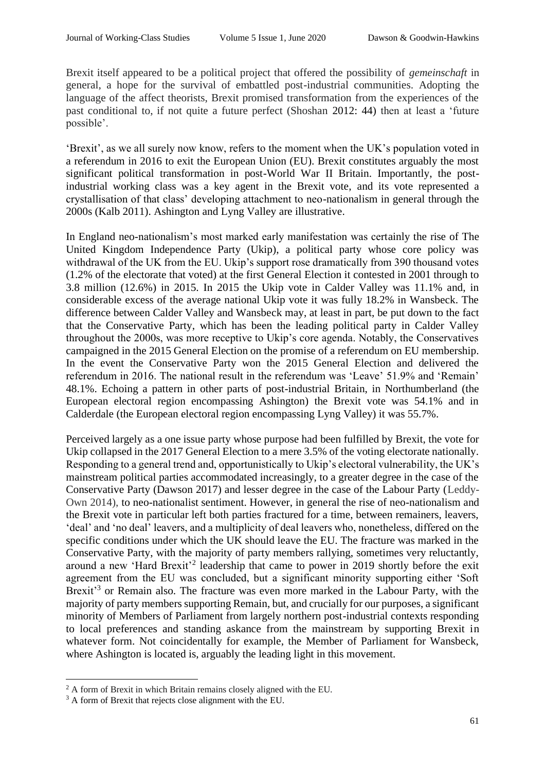Brexit itself appeared to be a political project that offered the possibility of *gemeinschaft* in general, a hope for the survival of embattled post-industrial communities. Adopting the language of the affect theorists, Brexit promised transformation from the experiences of the past conditional to, if not quite a future perfect (Shoshan 2012: 44) then at least a 'future possible'.

'Brexit', as we all surely now know, refers to the moment when the UK's population voted in a referendum in 2016 to exit the European Union (EU). Brexit constitutes arguably the most significant political transformation in post-World War II Britain. Importantly, the post-industrial working class was a key agent in the Brexit vote, and its vote represented a crystallisation of that class' developing attachment to neo-nationalism in general through the 2000s (Kalb 2011). Ashington and Lyng Valley are illustrative.

In England neo-nationalism's most marked early manifestation was certainly the rise of The United Kingdom Independence Party (Ukip), a political party whose core policy was withdrawal of the UK from the EU. Ukip's support rose dramatically from 390 thousand votes (1.2% of the electorate that voted) at the first General Election it contested in 2001 through to 3.8 million (12.6%) in 2015. In 2015 the Ukip vote in Calder Valley was 11.1% and, in considerable excess of the average national Ukip vote it was fully 18.2% in Wansbeck. The difference between Calder Valley and Wansbeck may, at least in part, be put down to the fact that the Conservative Party, which has been the leading political party in Calder Valley throughout the 2000s, was more receptive to Ukip's core agenda. Notably, the Conservatives campaigned in the 2015 General Election on the promise of a referendum on EU membership. In the event the Conservative Party won the 2015 General Election and delivered the referendum in 2016. The national result in the referendum was 'Leave' 51.9% and 'Remain' 48.1%. Echoing a pattern in other parts of post-industrial Britain, in Northumberland (the European electoral region encompassing Ashington) the Brexit vote was 54.1% and in Calderdale (the European electoral region encompassing Lyng Valley) it was 55.7%.

Perceived largely as a one issue party whose purpose had been fulfilled by Brexit, the vote for Ukip collapsed in the 2017 General Election to a mere 3.5% of the voting electorate nationally. Responding to a general trend and, opportunistically to Ukip's electoral vulnerability, the UK's mainstream political parties accommodated increasingly, to a greater degree in the case of the Conservative Party (Dawson 2017) and lesser degree in the case of the Labour Party (Leddy-Own 2014), to neo-nationalist sentiment. However, in general the rise of neo-nationalism and the Brexit vote in particular left both parties fractured for a time, between remainers, leavers, 'deal' and 'no deal' leavers, and a multiplicity of deal leavers who, nonetheless, differed on the specific conditions under which the UK should leave the EU. The fracture was marked in the Conservative Party, with the majority of party members rallying, sometimes very reluctantly, around a new 'Hard Brexit'[2] leadership that came to power in 2019 shortly before the exit agreement from the EU was concluded, but a significant minority supporting either 'Soft Brexit'[3] or Remain also. The fracture was even more marked in the Labour Party, with the majority of party members supporting Remain, but, and crucially for our purposes, a significant minority of Members of Parliament from largely northern post-industrial contexts responding to local preferences and standing askance from the mainstream by supporting Brexit in whatever form. Not coincidentally for example, the Member of Parliament for Wansbeck, where Ashington is located is, arguably the leading light in this movement.

[2] A form of Brexit in which Britain remains closely aligned with the EU.

[3] A form of Brexit that rejects close alignment with the EU.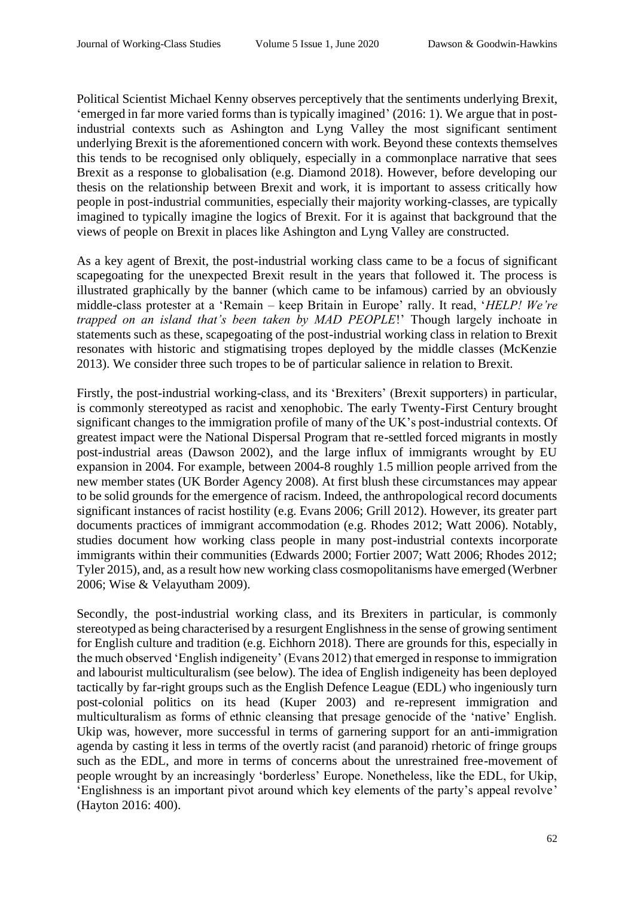Political Scientist Michael Kenny observes perceptively that the sentiments underlying Brexit, 'emerged in far more varied forms than is typically imagined' (2016: 1). We argue that in post-industrial contexts such as Ashington and Lyng Valley the most significant sentiment underlying Brexit is the aforementioned concern with work. Beyond these contexts themselves this tends to be recognised only obliquely, especially in a commonplace narrative that sees Brexit as a response to globalisation (e.g. Diamond 2018). However, before developing our thesis on the relationship between Brexit and work, it is important to assess critically how people in post-industrial communities, especially their majority working-classes, are typically imagined to typically imagine the logics of Brexit. For it is against that background that the views of people on Brexit in places like Ashington and Lyng Valley are constructed.

As a key agent of Brexit, the post-industrial working class came to be a focus of significant scapegoating for the unexpected Brexit result in the years that followed it. The process is illustrated graphically by the banner (which came to be infamous) carried by an obviously middle-class protester at a 'Remain – keep Britain in Europe' rally. It read, '*HELP! We're trapped on an island that's been taken by MAD PEOPLE*!' Though largely inchoate in statements such as these, scapegoating of the post-industrial working class in relation to Brexit resonates with historic and stigmatising tropes deployed by the middle classes (McKenzie 2013). We consider three such tropes to be of particular salience in relation to Brexit.

Firstly, the post-industrial working-class, and its 'Brexiters' (Brexit supporters) in particular, is commonly stereotyped as racist and xenophobic. The early Twenty-First Century brought significant changes to the immigration profile of many of the UK's post-industrial contexts. Of greatest impact were the National Dispersal Program that re-settled forced migrants in mostly post-industrial areas (Dawson 2002), and the large influx of immigrants wrought by EU expansion in 2004. For example, between 2004-8 roughly 1.5 million people arrived from the new member states (UK Border Agency 2008). At first blush these circumstances may appear to be solid grounds for the emergence of racism. Indeed, the anthropological record documents significant instances of racist hostility (e.g. Evans 2006; Grill 2012). However, its greater part documents practices of immigrant accommodation (e.g. Rhodes 2012; Watt 2006). Notably, studies document how working class people in many post-industrial contexts incorporate immigrants within their communities (Edwards 2000; Fortier 2007; Watt 2006; Rhodes 2012; Tyler 2015), and, as a result how new working class cosmopolitanisms have emerged (Werbner 2006; Wise & Velayutham 2009).

Secondly, the post-industrial working class, and its Brexiters in particular, is commonly stereotyped as being characterised by a resurgent Englishness in the sense of growing sentiment for English culture and tradition (e.g. Eichhorn 2018). There are grounds for this, especially in the much observed 'English indigeneity' (Evans 2012) that emerged in response to immigration and labourist multiculturalism (see below). The idea of English indigeneity has been deployed tactically by far-right groups such as the English Defence League (EDL) who ingeniously turn post-colonial politics on its head (Kuper 2003) and re-represent immigration and multiculturalism as forms of ethnic cleansing that presage genocide of the 'native' English. Ukip was, however, more successful in terms of garnering support for an anti-immigration agenda by casting it less in terms of the overtly racist (and paranoid) rhetoric of fringe groups such as the EDL, and more in terms of concerns about the unrestrained free-movement of people wrought by an increasingly 'borderless' Europe. Nonetheless, like the EDL, for Ukip, 'Englishness is an important pivot around which key elements of the party's appeal revolve' (Hayton 2016: 400).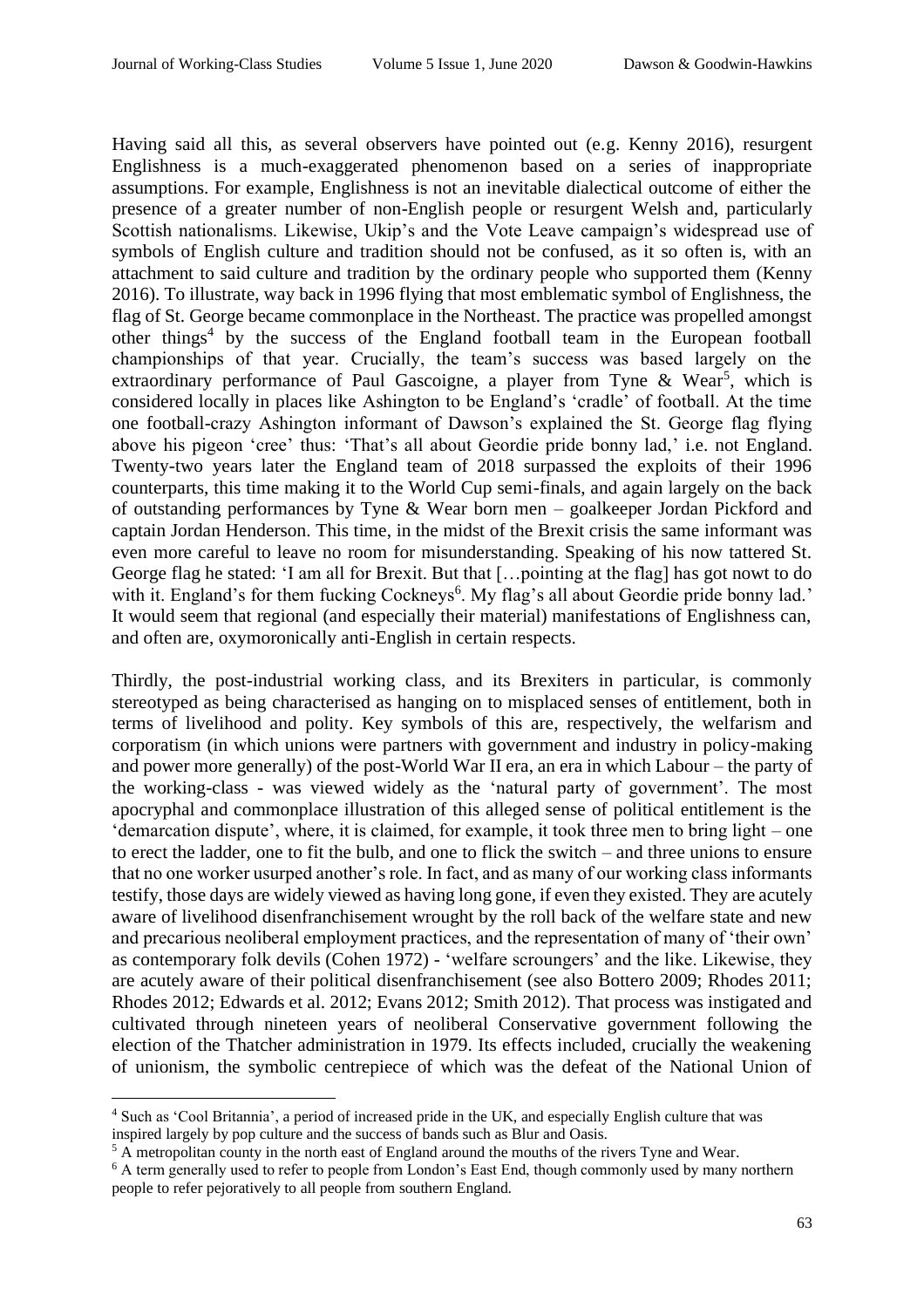Having said all this, as several observers have pointed out (e.g. Kenny 2016), resurgent Englishness is a much-exaggerated phenomenon based on a series of inappropriate assumptions. For example, Englishness is not an inevitable dialectical outcome of either the presence of a greater number of non-English people or resurgent Welsh and, particularly Scottish nationalisms. Likewise, Ukip's and the Vote Leave campaign's widespread use of symbols of English culture and tradition should not be confused, as it so often is, with an attachment to said culture and tradition by the ordinary people who supported them (Kenny 2016). To illustrate, way back in 1996 flying that most emblematic symbol of Englishness, the flag of St. George became commonplace in the Northeast. The practice was propelled amongst other things[4] by the success of the England football team in the European football championships of that year. Crucially, the team's success was based largely on the extraordinary performance of Paul Gascoigne, a player from Tyne & Wear[5], which is considered locally in places like Ashington to be England's 'cradle' of football. At the time one football-crazy Ashington informant of Dawson's explained the St. George flag flying above his pigeon 'cree' thus: 'That's all about Geordie pride bonny lad,' i.e. not England. Twenty-two years later the England team of 2018 surpassed the exploits of their 1996 counterparts, this time making it to the World Cup semi-finals, and again largely on the back of outstanding performances by Tyne & Wear born men – goalkeeper Jordan Pickford and captain Jordan Henderson. This time, in the midst of the Brexit crisis the same informant was even more careful to leave no room for misunderstanding. Speaking of his now tattered St. George flag he stated: 'I am all for Brexit. But that […pointing at the flag] has got nowt to do with it. England's for them fucking Cockneys[6]. My flag's all about Geordie pride bonny lad.' It would seem that regional (and especially their material) manifestations of Englishness can, and often are, oxymoronically anti-English in certain respects.

Thirdly, the post-industrial working class, and its Brexiters in particular, is commonly stereotyped as being characterised as hanging on to misplaced senses of entitlement, both in terms of livelihood and polity. Key symbols of this are, respectively, the welfarism and corporatism (in which unions were partners with government and industry in policy-making and power more generally) of the post-World War II era, an era in which Labour – the party of the working-class - was viewed widely as the 'natural party of government'. The most apocryphal and commonplace illustration of this alleged sense of political entitlement is the 'demarcation dispute', where, it is claimed, for example, it took three men to bring light – one to erect the ladder, one to fit the bulb, and one to flick the switch – and three unions to ensure that no one worker usurped another's role. In fact, and as many of our working class informants testify, those days are widely viewed as having long gone, if even they existed. They are acutely aware of livelihood disenfranchisement wrought by the roll back of the welfare state and new and precarious neoliberal employment practices, and the representation of many of 'their own' as contemporary folk devils (Cohen 1972) - 'welfare scroungers' and the like. Likewise, they are acutely aware of their political disenfranchisement (see also Bottero 2009; Rhodes 2011; Rhodes 2012; Edwards et al. 2012; Evans 2012; Smith 2012). That process was instigated and cultivated through nineteen years of neoliberal Conservative government following the election of the Thatcher administration in 1979. Its effects included, crucially the weakening of unionism, the symbolic centrepiece of which was the defeat of the National Union of

[4] Such as 'Cool Britannia', a period of increased pride in the UK, and especially English culture that was inspired largely by pop culture and the success of bands such as Blur and Oasis.

[5] A metropolitan county in the north east of England around the mouths of the rivers Tyne and Wear.

[6] A term generally used to refer to people from London's East End, though commonly used by many northern people to refer pejoratively to all people from southern England.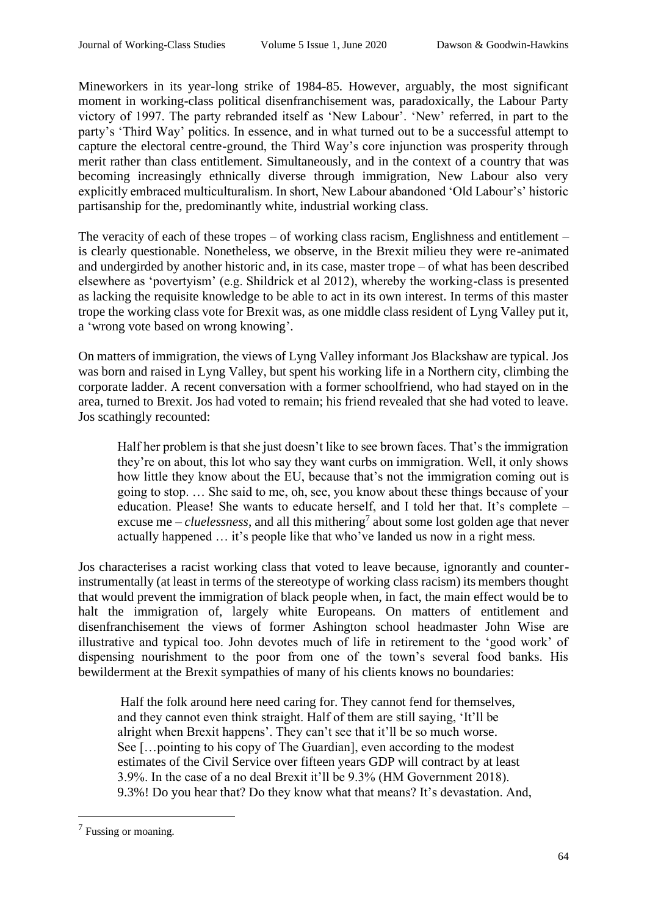Mineworkers in its year-long strike of 1984-85. However, arguably, the most significant moment in working-class political disenfranchisement was, paradoxically, the Labour Party victory of 1997. The party rebranded itself as 'New Labour'. 'New' referred, in part to the party's 'Third Way' politics. In essence, and in what turned out to be a successful attempt to capture the electoral centre-ground, the Third Way's core injunction was prosperity through merit rather than class entitlement. Simultaneously, and in the context of a country that was becoming increasingly ethnically diverse through immigration, New Labour also very explicitly embraced multiculturalism. In short, New Labour abandoned 'Old Labour's' historic partisanship for the, predominantly white, industrial working class.

The veracity of each of these tropes – of working class racism, Englishness and entitlement – is clearly questionable. Nonetheless, we observe, in the Brexit milieu they were re-animated and undergirded by another historic and, in its case, master trope – of what has been described elsewhere as 'povertyism' (e.g. Shildrick et al 2012), whereby the working-class is presented as lacking the requisite knowledge to be able to act in its own interest. In terms of this master trope the working class vote for Brexit was, as one middle class resident of Lyng Valley put it, a 'wrong vote based on wrong knowing'.

On matters of immigration, the views of Lyng Valley informant Jos Blackshaw are typical. Jos was born and raised in Lyng Valley, but spent his working life in a Northern city, climbing the corporate ladder. A recent conversation with a former schoolfriend, who had stayed on in the area, turned to Brexit. Jos had voted to remain; his friend revealed that she had voted to leave. Jos scathingly recounted:

> Half her problem is that she just doesn't like to see brown faces. That's the immigration they're on about, this lot who say they want curbs on immigration. Well, it only shows how little they know about the EU, because that's not the immigration coming out is going to stop. … She said to me, oh, see, you know about these things because of your education. Please! She wants to educate herself, and I told her that. It's complete – excuse me – *cluelessness*, and all this mithering[7] about some lost golden age that never actually happened … it's people like that who've landed us now in a right mess.

Jos characterises a racist working class that voted to leave because, ignorantly and counter-instrumentally (at least in terms of the stereotype of working class racism) its members thought that would prevent the immigration of black people when, in fact, the main effect would be to halt the immigration of, largely white Europeans. On matters of entitlement and disenfranchisement the views of former Ashington school headmaster John Wise are illustrative and typical too. John devotes much of life in retirement to the 'good work' of dispensing nourishment to the poor from one of the town's several food banks. His bewilderment at the Brexit sympathies of many of his clients knows no boundaries:

> Half the folk around here need caring for. They cannot fend for themselves, and they cannot even think straight. Half of them are still saying, 'It'll be alright when Brexit happens'. They can't see that it'll be so much worse. See […pointing to his copy of The Guardian], even according to the modest estimates of the Civil Service over fifteen years GDP will contract by at least 3.9%. In the case of a no deal Brexit it'll be 9.3% (HM Government 2018). 9.3%! Do you hear that? Do they know what that means? It's devastation. And,

[7] Fussing or moaning.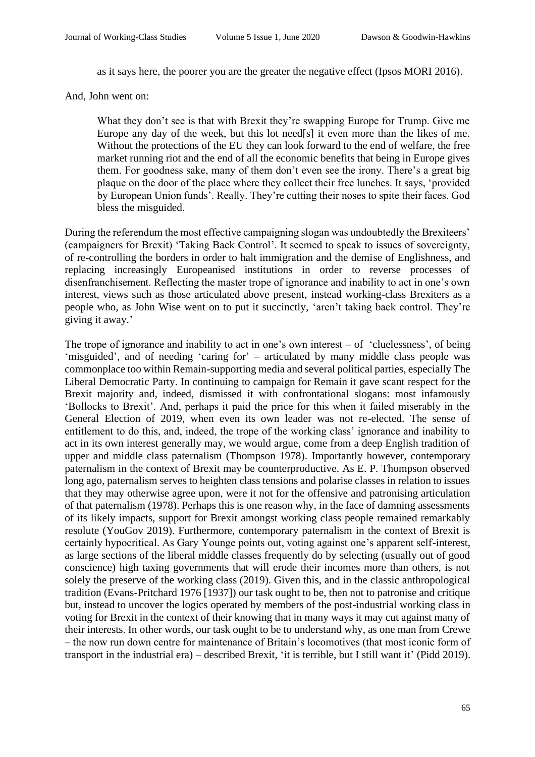> as it says here, the poorer you are the greater the negative effect (Ipsos MORI 2016).

And, John went on:

> What they don't see is that with Brexit they're swapping Europe for Trump. Give me Europe any day of the week, but this lot need[s] it even more than the likes of me. Without the protections of the EU they can look forward to the end of welfare, the free market running riot and the end of all the economic benefits that being in Europe gives them. For goodness sake, many of them don't even see the irony. There's a great big plaque on the door of the place where they collect their free lunches. It says, 'provided by European Union funds'. Really. They're cutting their noses to spite their faces. God bless the misguided.

During the referendum the most effective campaigning slogan was undoubtedly the Brexiteers' (campaigners for Brexit) 'Taking Back Control'. It seemed to speak to issues of sovereignty, of re-controlling the borders in order to halt immigration and the demise of Englishness, and replacing increasingly Europeanised institutions in order to reverse processes of disenfranchisement. Reflecting the master trope of ignorance and inability to act in one's own interest, views such as those articulated above present, instead working-class Brexiters as a people who, as John Wise went on to put it succinctly, 'aren't taking back control. They're giving it away.'

The trope of ignorance and inability to act in one's own interest – of 'cluelessness', of being 'misguided', and of needing 'caring for' – articulated by many middle class people was commonplace too within Remain-supporting media and several political parties, especially The Liberal Democratic Party. In continuing to campaign for Remain it gave scant respect for the Brexit majority and, indeed, dismissed it with confrontational slogans: most infamously 'Bollocks to Brexit'. And, perhaps it paid the price for this when it failed miserably in the General Election of 2019, when even its own leader was not re-elected. The sense of entitlement to do this, and, indeed, the trope of the working class' ignorance and inability to act in its own interest generally may, we would argue, come from a deep English tradition of upper and middle class paternalism (Thompson 1978). Importantly however, contemporary paternalism in the context of Brexit may be counterproductive. As E. P. Thompson observed long ago, paternalism serves to heighten class tensions and polarise classes in relation to issues that they may otherwise agree upon, were it not for the offensive and patronising articulation of that paternalism (1978). Perhaps this is one reason why, in the face of damning assessments of its likely impacts, support for Brexit amongst working class people remained remarkably resolute (YouGov 2019). Furthermore, contemporary paternalism in the context of Brexit is certainly hypocritical. As Gary Younge points out, voting against one's apparent self-interest, as large sections of the liberal middle classes frequently do by selecting (usually out of good conscience) high taxing governments that will erode their incomes more than others, is not solely the preserve of the working class (2019). Given this, and in the classic anthropological tradition (Evans-Pritchard 1976 [1937]) our task ought to be, then not to patronise and critique but, instead to uncover the logics operated by members of the post-industrial working class in voting for Brexit in the context of their knowing that in many ways it may cut against many of their interests. In other words, our task ought to be to understand why, as one man from Crewe – the now run down centre for maintenance of Britain's locomotives (that most iconic form of transport in the industrial era) – described Brexit, 'it is terrible, but I still want it' (Pidd 2019).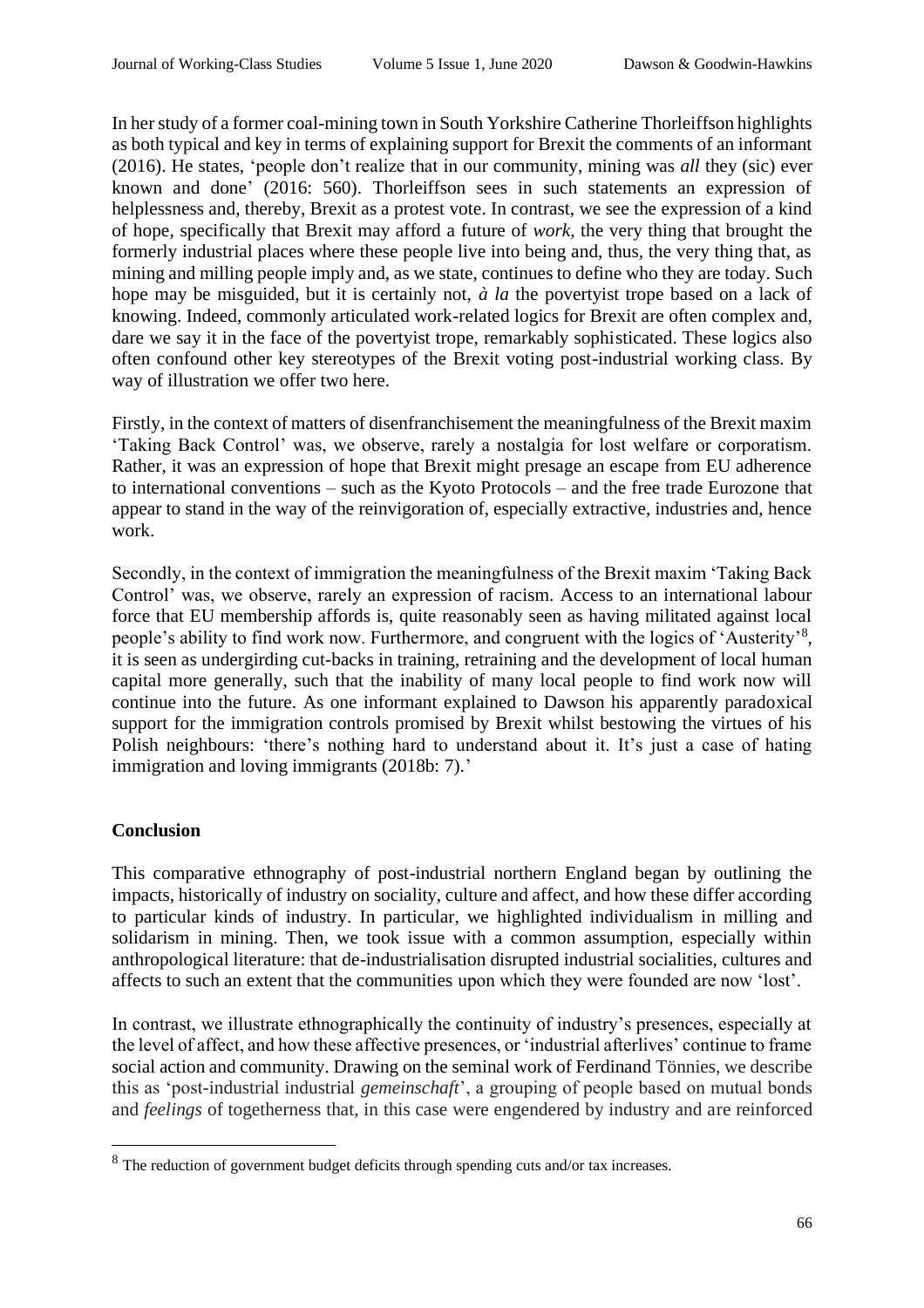In her study of a former coal-mining town in South Yorkshire Catherine Thorleiffson highlights as both typical and key in terms of explaining support for Brexit the comments of an informant (2016). He states, 'people don't realize that in our community, mining was *all* they (sic) ever known and done' (2016: 560). Thorleiffson sees in such statements an expression of helplessness and, thereby, Brexit as a protest vote. In contrast, we see the expression of a kind of hope, specifically that Brexit may afford a future of *work*, the very thing that brought the formerly industrial places where these people live into being and, thus, the very thing that, as mining and milling people imply and, as we state, continues to define who they are today. Such hope may be misguided, but it is certainly not, *à la* the povertyist trope based on a lack of knowing. Indeed, commonly articulated work-related logics for Brexit are often complex and, dare we say it in the face of the povertyist trope, remarkably sophisticated. These logics also often confound other key stereotypes of the Brexit voting post-industrial working class. By way of illustration we offer two here.

Firstly, in the context of matters of disenfranchisement the meaningfulness of the Brexit maxim 'Taking Back Control' was, we observe, rarely a nostalgia for lost welfare or corporatism. Rather, it was an expression of hope that Brexit might presage an escape from EU adherence to international conventions – such as the Kyoto Protocols – and the free trade Eurozone that appear to stand in the way of the reinvigoration of, especially extractive, industries and, hence work.

Secondly, in the context of immigration the meaningfulness of the Brexit maxim 'Taking Back Control' was, we observe, rarely an expression of racism. Access to an international labour force that EU membership affords is, quite reasonably seen as having militated against local people's ability to find work now. Furthermore, and congruent with the logics of 'Austerity'[8], it is seen as undergirding cut-backs in training, retraining and the development of local human capital more generally, such that the inability of many local people to find work now will continue into the future. As one informant explained to Dawson his apparently paradoxical support for the immigration controls promised by Brexit whilst bestowing the virtues of his Polish neighbours: 'there's nothing hard to understand about it. It's just a case of hating immigration and loving immigrants (2018b: 7).'

## Conclusion

This comparative ethnography of post-industrial northern England began by outlining the impacts, historically of industry on sociality, culture and affect, and how these differ according to particular kinds of industry. In particular, we highlighted individualism in milling and solidarism in mining. Then, we took issue with a common assumption, especially within anthropological literature: that de-industrialisation disrupted industrial socialities, cultures and affects to such an extent that the communities upon which they were founded are now 'lost'.

In contrast, we illustrate ethnographically the continuity of industry's presences, especially at the level of affect, and how these affective presences, or 'industrial afterlives' continue to frame social action and community. Drawing on the seminal work of Ferdinand Tönnies, we describe this as 'post-industrial industrial *gemeinschaft*', a grouping of people based on mutual bonds and *feelings* of togetherness that, in this case were engendered by industry and are reinforced

[8] The reduction of government budget deficits through spending cuts and/or tax increases.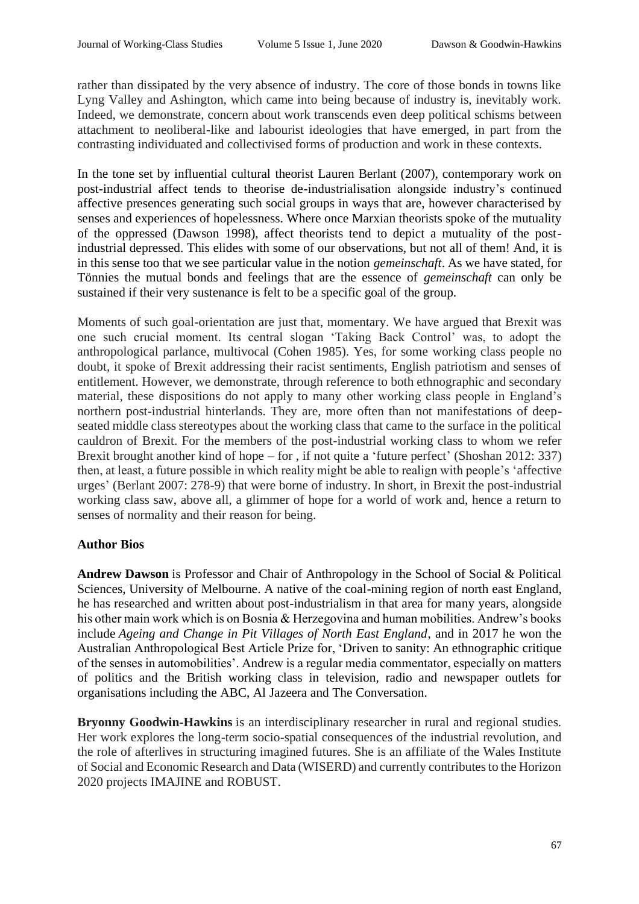rather than dissipated by the very absence of industry. The core of those bonds in towns like Lyng Valley and Ashington, which came into being because of industry is, inevitably work. Indeed, we demonstrate, concern about work transcends even deep political schisms between attachment to neoliberal-like and labourist ideologies that have emerged, in part from the contrasting individuated and collectivised forms of production and work in these contexts.

In the tone set by influential cultural theorist Lauren Berlant (2007), contemporary work on post-industrial affect tends to theorise de-industrialisation alongside industry's continued affective presences generating such social groups in ways that are, however characterised by senses and experiences of hopelessness. Where once Marxian theorists spoke of the mutuality of the oppressed (Dawson 1998), affect theorists tend to depict a mutuality of the post-industrial depressed. This elides with some of our observations, but not all of them! And, it is in this sense too that we see particular value in the notion *gemeinschaft*. As we have stated, for Tönnies the mutual bonds and feelings that are the essence of *gemeinschaft* can only be sustained if their very sustenance is felt to be a specific goal of the group.

Moments of such goal-orientation are just that, momentary. We have argued that Brexit was one such crucial moment. Its central slogan 'Taking Back Control' was, to adopt the anthropological parlance, multivocal (Cohen 1985). Yes, for some working class people no doubt, it spoke of Brexit addressing their racist sentiments, English patriotism and senses of entitlement. However, we demonstrate, through reference to both ethnographic and secondary material, these dispositions do not apply to many other working class people in England's northern post-industrial hinterlands. They are, more often than not manifestations of deep-seated middle class stereotypes about the working class that came to the surface in the political cauldron of Brexit. For the members of the post-industrial working class to whom we refer Brexit brought another kind of hope – for , if not quite a 'future perfect' (Shoshan 2012: 337) then, at least, a future possible in which reality might be able to realign with people's 'affective urges' (Berlant 2007: 278-9) that were borne of industry. In short, in Brexit the post-industrial working class saw, above all, a glimmer of hope for a world of work and, hence a return to senses of normality and their reason for being.

## Author Bios

**Andrew Dawson** is Professor and Chair of Anthropology in the School of Social & Political Sciences, University of Melbourne. A native of the coal-mining region of north east England, he has researched and written about post-industrialism in that area for many years, alongside his other main work which is on Bosnia & Herzegovina and human mobilities. Andrew's books include *Ageing and Change in Pit Villages of North East England*, and in 2017 he won the Australian Anthropological Best Article Prize for, 'Driven to sanity: An ethnographic critique of the senses in automobilities'. Andrew is a regular media commentator, especially on matters of politics and the British working class in television, radio and newspaper outlets for organisations including the ABC, Al Jazeera and The Conversation.

**Bryonny Goodwin-Hawkins** is an interdisciplinary researcher in rural and regional studies. Her work explores the long-term socio-spatial consequences of the industrial revolution, and the role of afterlives in structuring imagined futures. She is an affiliate of the Wales Institute of Social and Economic Research and Data (WISERD) and currently contributes to the Horizon 2020 projects IMAJINE and ROBUST.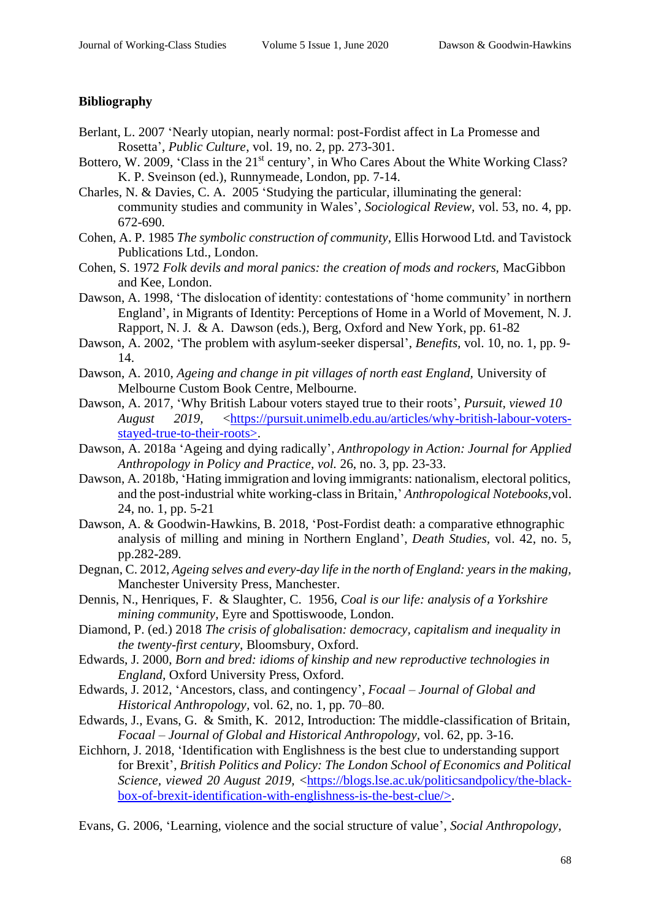**Bibliography**

Berlant, L. 2007 'Nearly utopian, nearly normal: post-Fordist affect in La Promesse and Rosetta', *Public Culture*, vol. 19, no. 2, pp. 273-301.

Bottero, W. 2009, 'Class in the 21st century', in Who Cares About the White Working Class? K. P. Sveinson (ed.), Runnymeade, London, pp. 7-14.

Charles, N. & Davies, C. A. 2005 'Studying the particular, illuminating the general: community studies and community in Wales', *Sociological Review*, vol. 53, no. 4, pp. 672-690.

Cohen, A. P. 1985 *The symbolic construction of community*, Ellis Horwood Ltd. and Tavistock Publications Ltd., London.

Cohen, S. 1972 *Folk devils and moral panics: the creation of mods and rockers*, MacGibbon and Kee, London.

Dawson, A. 1998, 'The dislocation of identity: contestations of 'home community' in northern England', in Migrants of Identity: Perceptions of Home in a World of Movement, N. J. Rapport, N. J. & A. Dawson (eds.), Berg, Oxford and New York, pp. 61-82

Dawson, A. 2002, 'The problem with asylum-seeker dispersal', *Benefits*, vol. 10, no. 1, pp. 9-14.

Dawson, A. 2010, *Ageing and change in pit villages of north east England*, University of Melbourne Custom Book Centre, Melbourne.

Dawson, A. 2017, 'Why British Labour voters stayed true to their roots', *Pursuit, viewed 10 August 2019*, <https://pursuit.unimelb.edu.au/articles/why-british-labour-voters-stayed-true-to-their-roots>.

Dawson, A. 2018a 'Ageing and dying radically', *Anthropology in Action: Journal for Applied Anthropology in Policy and Practice, vol.* 26, no. 3, pp. 23-33.

Dawson, A. 2018b, 'Hating immigration and loving immigrants: nationalism, electoral politics, and the post-industrial white working-class in Britain,' *Anthropological Notebooks,*vol. 24, no. 1, pp. 5-21

Dawson, A. & Goodwin-Hawkins, B. 2018, 'Post-Fordist death: a comparative ethnographic analysis of milling and mining in Northern England', *Death Studies*, vol. 42, no. 5, pp.282-289.

Degnan, C. 2012, *Ageing selves and every-day life in the north of England: years in the making*, Manchester University Press, Manchester.

Dennis, N., Henriques, F. & Slaughter, C. 1956, *Coal is our life: analysis of a Yorkshire mining community*, Eyre and Spottiswoode, London.

Diamond, P. (ed.) 2018 *The crisis of globalisation: democracy, capitalism and inequality in the twenty-first century*, Bloomsbury, Oxford.

Edwards, J. 2000, *Born and bred: idioms of kinship and new reproductive technologies in England*, Oxford University Press, Oxford.

Edwards, J. 2012, 'Ancestors, class, and contingency', *Focaal – Journal of Global and Historical Anthropology*, vol. 62, no. 1, pp. 70–80.

Edwards, J., Evans, G. & Smith, K. 2012, Introduction: The middle-classification of Britain, *Focaal – Journal of Global and Historical Anthropology*, vol. 62, pp. 3-16.

Eichhorn, J. 2018, 'Identification with Englishness is the best clue to understanding support for Brexit', *British Politics and Policy: The London School of Economics and Political Science, viewed 20 August 2019,* <https://blogs.lse.ac.uk/politicsandpolicy/the-black-box-of-brexit-identification-with-englishness-is-the-best-clue/>.

Evans, G. 2006, 'Learning, violence and the social structure of value', *Social Anthropology*,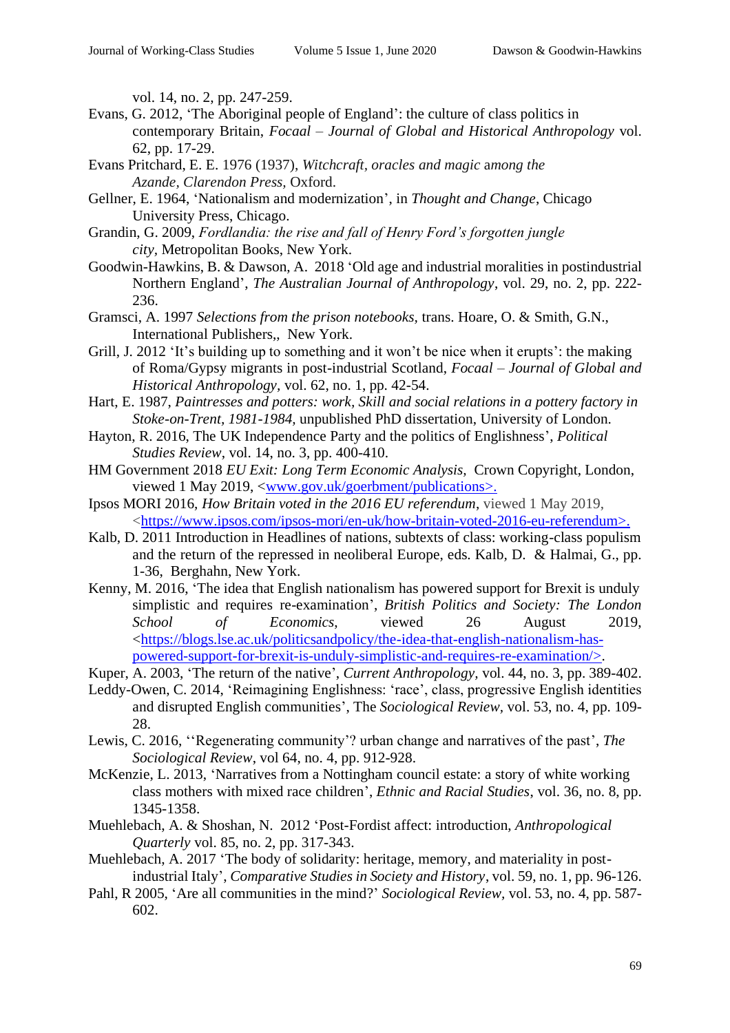vol. 14, no. 2, pp. 247-259.

Evans, G. 2012, 'The Aboriginal people of England': the culture of class politics in contemporary Britain, *Focaal – Journal of Global and Historical Anthropology* vol. 62, pp. 17-29.

Evans Pritchard, E. E. 1976 (1937), *Witchcraft, oracles and magic among the Azande, Clarendon Press,* Oxford.

Gellner, E. 1964, 'Nationalism and modernization', in *Thought and Change*, Chicago University Press, Chicago.

Grandin, G. 2009, *Fordlandia: the rise and fall of Henry Ford's forgotten jungle city,* Metropolitan Books, New York.

Goodwin-Hawkins, B. & Dawson, A. 2018 'Old age and industrial moralities in postindustrial Northern England', *The Australian Journal of Anthropology*, vol. 29, no. 2, pp. 222-236.

Gramsci, A. 1997 *Selections from the prison notebooks,* trans. Hoare, O. & Smith, G.N., International Publishers,, New York.

Grill, J. 2012 'It's building up to something and it won't be nice when it erupts': the making of Roma/Gypsy migrants in post-industrial Scotland, *Focaal – Journal of Global and Historical Anthropology,* vol. 62, no. 1, pp. 42-54.

Hart, E. 1987, *Paintresses and potters: work, Skill and social relations in a pottery factory in Stoke-on-Trent, 1981-1984,* unpublished PhD dissertation, University of London.

Hayton, R. 2016, The UK Independence Party and the politics of Englishness', *Political Studies Review*, vol. 14, no. 3, pp. 400-410.

HM Government 2018 *EU Exit: Long Term Economic Analysis,* Crown Copyright, London, viewed 1 May 2019, <www.gov.uk/goerbment/publications>.

Ipsos MORI 2016, *How Britain voted in the 2016 EU referendum*, viewed 1 May 2019, <https://www.ipsos.com/ipsos-mori/en-uk/how-britain-voted-2016-eu-referendum>.

Kalb, D. 2011 Introduction in Headlines of nations, subtexts of class: working-class populism and the return of the repressed in neoliberal Europe, eds. Kalb, D. & Halmai, G., pp. 1-36, Berghahn, New York.

Kenny, M. 2016, 'The idea that English nationalism has powered support for Brexit is unduly simplistic and requires re-examination', *British Politics and Society: The London School of Economics*, viewed 26 August 2019, <https://blogs.lse.ac.uk/politicsandpolicy/the-idea-that-english-nationalism-has-powered-support-for-brexit-is-unduly-simplistic-and-requires-re-examination/>.

Kuper, A. 2003, 'The return of the native', *Current Anthropology,* vol. 44, no. 3, pp. 389-402.

Leddy-Owen, C. 2014, 'Reimagining Englishness: 'race', class, progressive English identities and disrupted English communities', The *Sociological Review,* vol. 53, no. 4, pp. 109-28.

Lewis, C. 2016, ''Regenerating community'? urban change and narratives of the past', *The Sociological Review*, vol 64, no. 4, pp. 912-928.

McKenzie, L. 2013, 'Narratives from a Nottingham council estate: a story of white working class mothers with mixed race children', *Ethnic and Racial Studies*, vol. 36, no. 8, pp. 1345-1358.

Muehlebach, A. & Shoshan, N. 2012 'Post-Fordist affect: introduction, *Anthropological Quarterly* vol. 85, no. 2, pp. 317-343.

Muehlebach, A. 2017 'The body of solidarity: heritage, memory, and materiality in post-industrial Italy', *Comparative Studies in Society and History*, vol. 59, no. 1, pp. 96-126.

Pahl, R 2005, 'Are all communities in the mind?' *Sociological Review,* vol. 53, no. 4, pp. 587-602.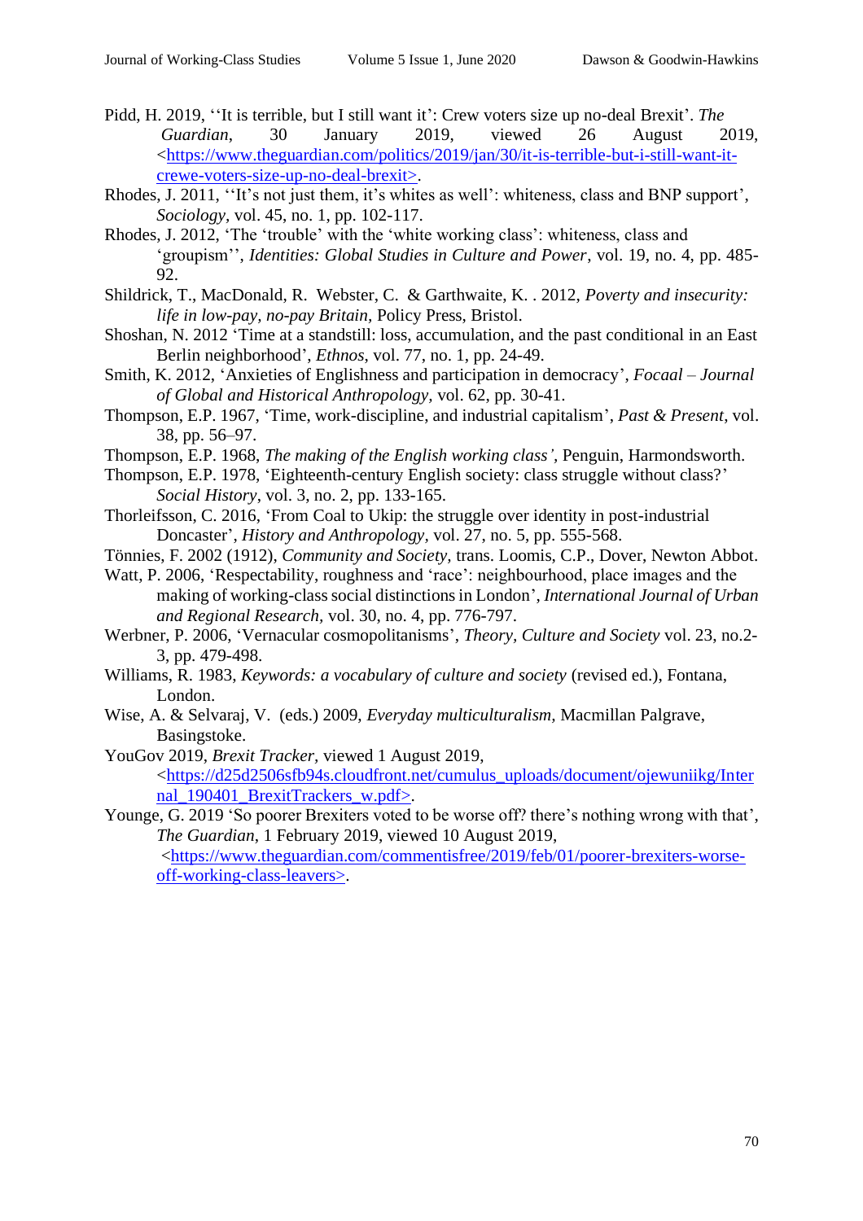Pidd, H. 2019, ''It is terrible, but I still want it': Crew voters size up no-deal Brexit'. *The Guardian*, 30 January 2019, viewed 26 August 2019, <https://www.theguardian.com/politics/2019/jan/30/it-is-terrible-but-i-still-want-it-crewe-voters-size-up-no-deal-brexit>.

Rhodes, J. 2011, ''It's not just them, it's whites as well': whiteness, class and BNP support', *Sociology*, vol. 45, no. 1, pp. 102-117.

Rhodes, J. 2012, 'The 'trouble' with the 'white working class': whiteness, class and 'groupism'', *Identities: Global Studies in Culture and Power*, vol. 19, no. 4, pp. 485-92.

Shildrick, T., MacDonald, R. Webster, C. & Garthwaite, K. . 2012, *Poverty and insecurity: life in low-pay, no-pay Britain*, Policy Press, Bristol.

Shoshan, N. 2012 'Time at a standstill: loss, accumulation, and the past conditional in an East Berlin neighborhood', *Ethnos*, vol. 77, no. 1, pp. 24-49.

Smith, K. 2012, 'Anxieties of Englishness and participation in democracy', *Focaal – Journal of Global and Historical Anthropology*, vol. 62, pp. 30-41.

Thompson, E.P. 1967, 'Time, work-discipline, and industrial capitalism', *Past & Present*, vol. 38, pp. 56–97.

Thompson, E.P. 1968, *The making of the English working class'*, Penguin, Harmondsworth.

Thompson, E.P. 1978, 'Eighteenth-century English society: class struggle without class?' *Social History*, vol. 3, no. 2, pp. 133-165.

Thorleifsson, C. 2016, 'From Coal to Ukip: the struggle over identity in post-industrial Doncaster', *History and Anthropology*, vol. 27, no. 5, pp. 555-568.

Tönnies, F. 2002 (1912), *Community and Society*, trans. Loomis, C.P., Dover, Newton Abbot.

Watt, P. 2006, 'Respectability, roughness and 'race': neighbourhood, place images and the making of working-class social distinctions in London', *International Journal of Urban and Regional Research*, vol. 30, no. 4, pp. 776-797.

Werbner, P. 2006, 'Vernacular cosmopolitanisms', *Theory, Culture and Society* vol. 23, no.2-3, pp. 479-498.

Williams, R. 1983, *Keywords: a vocabulary of culture and society* (revised ed.), Fontana, London.

Wise, A. & Selvaraj, V. (eds.) 2009, *Everyday multiculturalism*, Macmillan Palgrave, Basingstoke.

YouGov 2019, *Brexit Tracker*, viewed 1 August 2019, <https://d25d2506sfb94s.cloudfront.net/cumulus_uploads/document/ojewuniikg/Internal_190401_BrexitTrackers_w.pdf>.

Younge, G. 2019 'So poorer Brexiters voted to be worse off? there's nothing wrong with that', *The Guardian*, 1 February 2019, viewed 10 August 2019, <https://www.theguardian.com/commentisfree/2019/feb/01/poorer-brexiters-worse-off-working-class-leavers>.